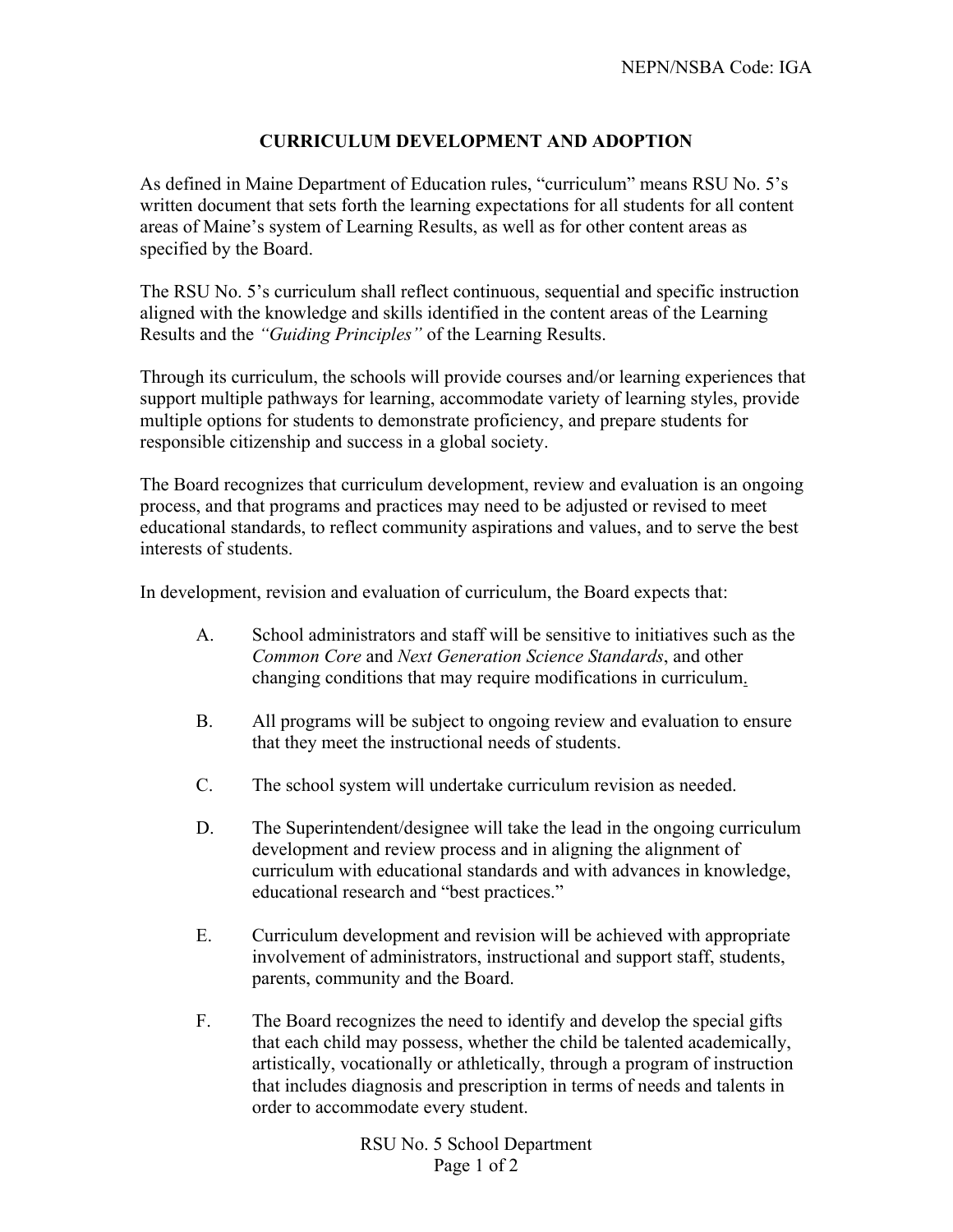NEPN/NSBA Code: IGA

# CURRICULUM DEVELOPMENT AND ADOPTION

As defined in Maine Department of Education rules, "curriculum" means RSU No. 5's written document that sets forth the learning expectations for all students for all content areas of Maine's system of Learning Results, as well as for other content areas as specified by the Board.

The RSU No. 5's curriculum shall reflect continuous, sequential and specific instruction aligned with the knowledge and skills identified in the content areas of the Learning Results and the *"Guiding Principles"* of the Learning Results.

Through its curriculum, the schools will provide courses and/or learning experiences that support multiple pathways for learning, accommodate variety of learning styles, provide multiple options for students to demonstrate proficiency, and prepare students for responsible citizenship and success in a global society.

The Board recognizes that curriculum development, review and evaluation is an ongoing process, and that programs and practices may need to be adjusted or revised to meet educational standards, to reflect community aspirations and values, and to serve the best interests of students.

In development, revision and evaluation of curriculum, the Board expects that:

A. School administrators and staff will be sensitive to initiatives such as the *Common Core* and *Next Generation Science Standards*, and other changing conditions that may require modifications in curriculum.

B. All programs will be subject to ongoing review and evaluation to ensure that they meet the instructional needs of students.

C. The school system will undertake curriculum revision as needed.

D. The Superintendent/designee will take the lead in the ongoing curriculum development and review process and in aligning the alignment of curriculum with educational standards and with advances in knowledge, educational research and "best practices."

E. Curriculum development and revision will be achieved with appropriate involvement of administrators, instructional and support staff, students, parents, community and the Board.

F. The Board recognizes the need to identify and develop the special gifts that each child may possess, whether the child be talented academically, artistically, vocationally or athletically, through a program of instruction that includes diagnosis and prescription in terms of needs and talents in order to accommodate every student.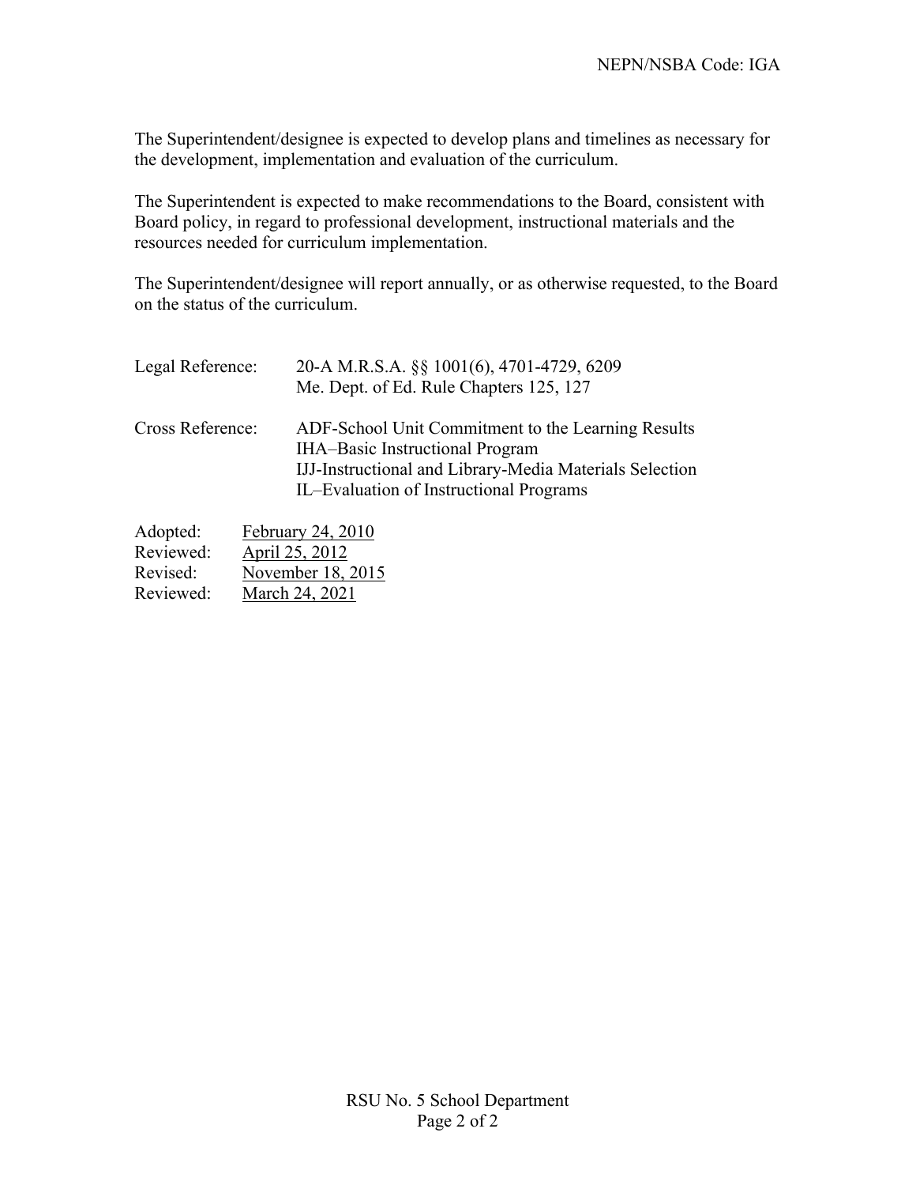The Superintendent/designee is expected to develop plans and timelines as necessary for the development, implementation and evaluation of the curriculum.

The Superintendent is expected to make recommendations to the Board, consistent with Board policy, in regard to professional development, instructional materials and the resources needed for curriculum implementation.

The Superintendent/designee will report annually, or as otherwise requested, to the Board on the status of the curriculum.

| | |
|---|---|
| Legal Reference: | 20-A M.R.S.A. §§ 1001(6), 4701-4729, 6209<br>Me. Dept. of Ed. Rule Chapters 125, 127 |
| Cross Reference: | ADF-School Unit Commitment to the Learning Results<br>IHA–Basic Instructional Program<br>IJJ-Instructional and Library-Media Materials Selection<br>IL–Evaluation of Instructional Programs |

| | |
|---|---|
| Adopted: | February 24, 2010 |
| Reviewed: | April 25, 2012 |
| Revised: | November 18, 2015 |
| Reviewed: | March 24, 2021 |